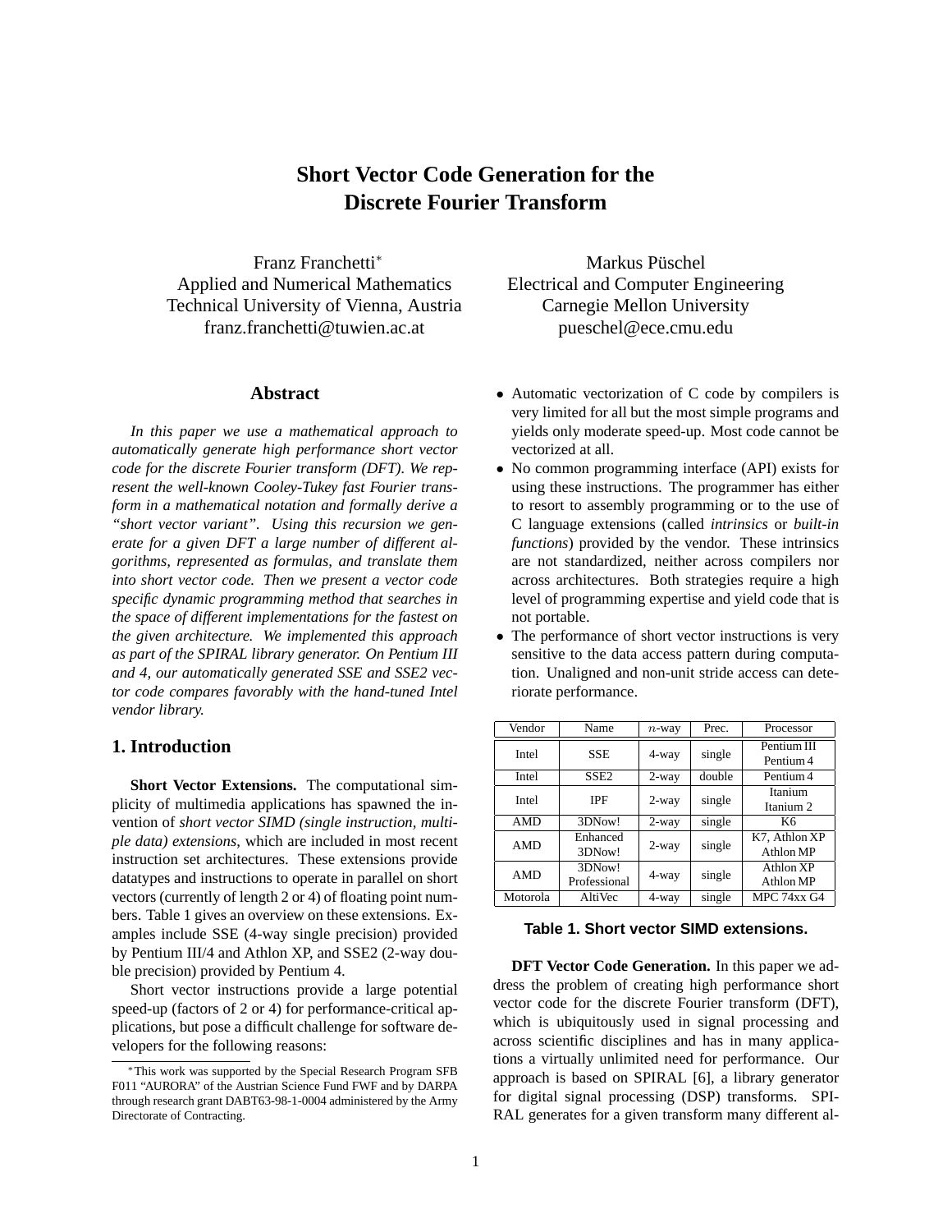# Short Vector Code Generation for the Discrete Fourier Transform

Franz Franchetti[*]
Applied and Numerical Mathematics
Technical University of Vienna, Austria
franz.franchetti@tuwien.ac.at

Markus Püschel
Electrical and Computer Engineering
Carnegie Mellon University
pueschel@ece.cmu.edu

## Abstract

*In this paper we use a mathematical approach to automatically generate high performance short vector code for the discrete Fourier transform (DFT). We represent the well-known Cooley-Tukey fast Fourier transform in a mathematical notation and formally derive a "short vector variant". Using this recursion we generate for a given DFT a large number of different algorithms, represented as formulas, and translate them into short vector code. Then we present a vector code specific dynamic programming method that searches in the space of different implementations for the fastest on the given architecture. We implemented this approach as part of the SPIRAL library generator. On Pentium III and 4, our automatically generated SSE and SSE2 vector code compares favorably with the hand-tuned Intel vendor library.*

## 1. Introduction

**Short Vector Extensions.** The computational simplicity of multimedia applications has spawned the invention of *short vector SIMD (single instruction, multiple data) extensions*, which are included in most recent instruction set architectures. These extensions provide datatypes and instructions to operate in parallel on short vectors (currently of length 2 or 4) of floating point numbers. Table 1 gives an overview on these extensions. Examples include SSE (4-way single precision) provided by Pentium III/4 and Athlon XP, and SSE2 (2-way double precision) provided by Pentium 4.

Short vector instructions provide a large potential speed-up (factors of 2 or 4) for performance-critical applications, but pose a difficult challenge for software developers for the following reasons:

- Automatic vectorization of C code by compilers is very limited for all but the most simple programs and yields only moderate speed-up. Most code cannot be vectorized at all.
- No common programming interface (API) exists for using these instructions. The programmer has either to resort to assembly programming or to the use of C language extensions (called *intrinsics* or *built-in functions*) provided by the vendor. These intrinsics are not standardized, neither across compilers nor across architectures. Both strategies require a high level of programming expertise and yield code that is not portable.
- The performance of short vector instructions is very sensitive to the data access pattern during computation. Unaligned and non-unit stride access can deteriorate performance.

| Vendor | Name | $n$-way | Prec. | Processor |
|---|---|---|---|---|
| Intel | SSE | 4-way | single | Pentium III, Pentium 4 |
| Intel | SSE2 | 2-way | double | Pentium 4 |
| Intel | IPF | 2-way | single | Itanium, Itanium 2 |
| AMD | 3DNow! | 2-way | single | K6 |
| AMD | Enhanced 3DNow! | 2-way | single | K7, Athlon XP, Athlon MP |
| AMD | 3DNow! Professional | 4-way | single | Athlon XP, Athlon MP |
| Motorola | AltiVec | 4-way | single | MPC 74xx G4 |

**Table 1. Short vector SIMD extensions.**

**DFT Vector Code Generation.** In this paper we address the problem of creating high performance short vector code for the discrete Fourier transform (DFT), which is ubiquitously used in signal processing and across scientific disciplines and has in many applications a virtually unlimited need for performance. Our approach is based on SPIRAL [6], a library generator for digital signal processing (DSP) transforms. SPIRAL generates for a given transform many different al-

[*] This work was supported by the Special Research Program SFB F011 "AURORA" of the Austrian Science Fund FWF and by DARPA through research grant DABT63-98-1-0004 administered by the Army Directorate of Contracting.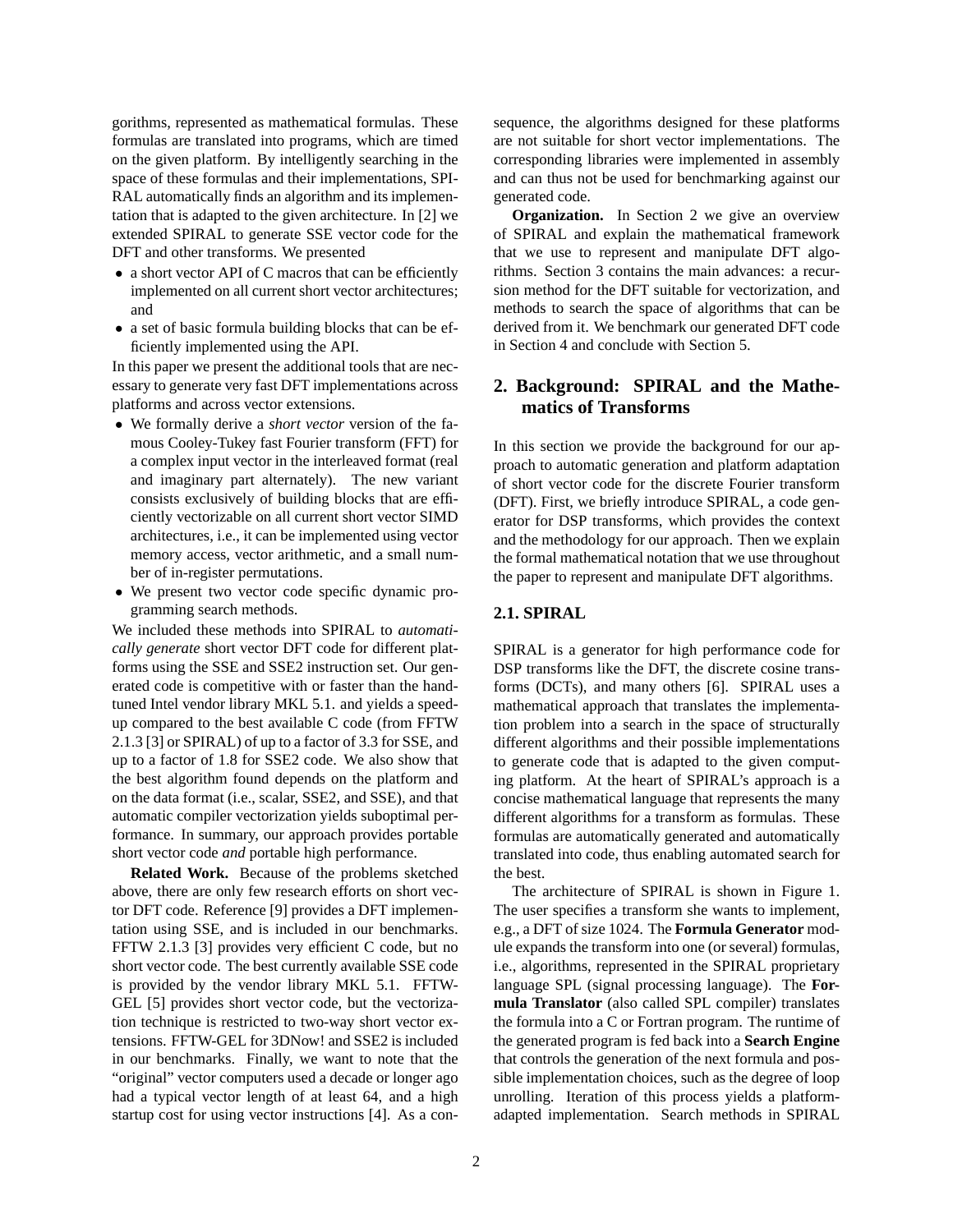gorithms, represented as mathematical formulas. These formulas are translated into programs, which are timed on the given platform. By intelligently searching in the space of these formulas and their implementations, SPIRAL automatically finds an algorithm and its implementation that is adapted to the given architecture. In [2] we extended SPIRAL to generate SSE vector code for the DFT and other transforms. We presented

- a short vector API of C macros that can be efficiently implemented on all current short vector architectures; and
- a set of basic formula building blocks that can be efficiently implemented using the API.

In this paper we present the additional tools that are necessary to generate very fast DFT implementations across platforms and across vector extensions.

- We formally derive a *short vector* version of the famous Cooley-Tukey fast Fourier transform (FFT) for a complex input vector in the interleaved format (real and imaginary part alternately). The new variant consists exclusively of building blocks that are efficiently vectorizable on all current short vector SIMD architectures, i.e., it can be implemented using vector memory access, vector arithmetic, and a small number of in-register permutations.
- We present two vector code specific dynamic programming search methods.

We included these methods into SPIRAL to *automatically generate* short vector DFT code for different platforms using the SSE and SSE2 instruction set. Our generated code is competitive with or faster than the hand-tuned Intel vendor library MKL 5.1. and yields a speed-up compared to the best available C code (from FFTW 2.1.3 [3] or SPIRAL) of up to a factor of 3.3 for SSE, and up to a factor of 1.8 for SSE2 code. We also show that the best algorithm found depends on the platform and on the data format (i.e., scalar, SSE2, and SSE), and that automatic compiler vectorization yields suboptimal performance. In summary, our approach provides portable short vector code *and* portable high performance.

**Related Work.** Because of the problems sketched above, there are only few research efforts on short vector DFT code. Reference [9] provides a DFT implementation using SSE, and is included in our benchmarks. FFTW 2.1.3 [3] provides very efficient C code, but no short vector code. The best currently available SSE code is provided by the vendor library MKL 5.1. FFTW-GEL [5] provides short vector code, but the vectorization technique is restricted to two-way short vector extensions. FFTW-GEL for 3DNow! and SSE2 is included in our benchmarks. Finally, we want to note that the "original" vector computers used a decade or longer ago had a typical vector length of at least 64, and a high startup cost for using vector instructions [4]. As a consequence, the algorithms designed for these platforms are not suitable for short vector implementations. The corresponding libraries were implemented in assembly and can thus not be used for benchmarking against our generated code.

**Organization.** In Section 2 we give an overview of SPIRAL and explain the mathematical framework that we use to represent and manipulate DFT algorithms. Section 3 contains the main advances: a recursion method for the DFT suitable for vectorization, and methods to search the space of algorithms that can be derived from it. We benchmark our generated DFT code in Section 4 and conclude with Section 5.

## 2. Background: SPIRAL and the Mathematics of Transforms

In this section we provide the background for our approach to automatic generation and platform adaptation of short vector code for the discrete Fourier transform (DFT). First, we briefly introduce SPIRAL, a code generator for DSP transforms, which provides the context and the methodology for our approach. Then we explain the formal mathematical notation that we use throughout the paper to represent and manipulate DFT algorithms.

### 2.1. SPIRAL

SPIRAL is a generator for high performance code for DSP transforms like the DFT, the discrete cosine transforms (DCTs), and many others [6]. SPIRAL uses a mathematical approach that translates the implementation problem into a search in the space of structurally different algorithms and their possible implementations to generate code that is adapted to the given computing platform. At the heart of SPIRAL's approach is a concise mathematical language that represents the many different algorithms for a transform as formulas. These formulas are automatically generated and automatically translated into code, thus enabling automated search for the best.

The architecture of SPIRAL is shown in Figure 1. The user specifies a transform she wants to implement, e.g., a DFT of size 1024. The **Formula Generator** module expands the transform into one (or several) formulas, i.e., algorithms, represented in the SPIRAL proprietary language SPL (signal processing language). The **Formula Translator** (also called SPL compiler) translates the formula into a C or Fortran program. The runtime of the generated program is fed back into a **Search Engine** that controls the generation of the next formula and possible implementation choices, such as the degree of loop unrolling. Iteration of this process yields a platform-adapted implementation. Search methods in SPIRAL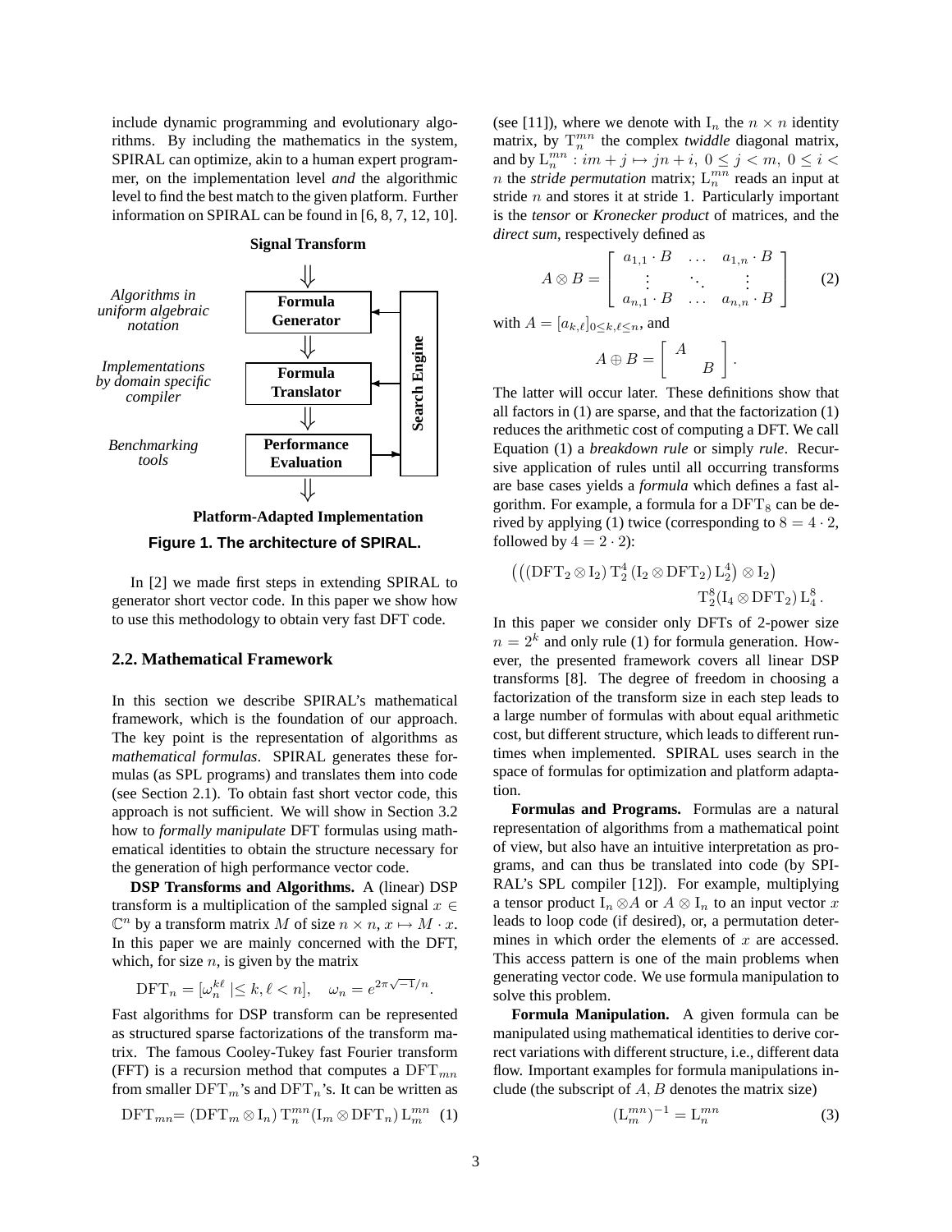include dynamic programming and evolutionary algorithms. By including the mathematics in the system, SPIRAL can optimize, akin to a human expert programmer, on the implementation level *and* the algorithmic level to find the best match to the given platform. Further information on SPIRAL can be found in [6, 8, 7, 12, 10].

**Signal Transform**

*Algorithms in uniform algebraic notation* — **Formula Generator**

*Implementations by domain specific compiler* — **Formula Translator**

*Benchmarking tools* — **Performance Evaluation**

**Search Engine**

**Platform-Adapted Implementation**

**Figure 1. The architecture of SPIRAL.**

In [2] we made first steps in extending SPIRAL to generator short vector code. In this paper we show how to use this methodology to obtain very fast DFT code.

### 2.2. Mathematical Framework

In this section we describe SPIRAL's mathematical framework, which is the foundation of our approach. The key point is the representation of algorithms as *mathematical formulas*. SPIRAL generates these formulas (as SPL programs) and translates them into code (see Section 2.1). To obtain fast short vector code, this approach is not sufficient. We will show in Section 3.2 how to *formally manipulate* DFT formulas using mathematical identities to obtain the structure necessary for the generation of high performance vector code.

**DSP Transforms and Algorithms.** A (linear) DSP transform is a multiplication of the sampled signal $x \in \mathbb{C}^n$ by a transform matrix $M$ of size $n \times n$, $x \mapsto M \cdot x$. In this paper we are mainly concerned with the DFT, which, for size $n$, is given by the matrix

$$\mathrm{DFT}_n = [\omega_n^{k\ell} \mid \leq k, \ell < n], \quad \omega_n = e^{2\pi\sqrt{-1}/n}.$$

Fast algorithms for DSP transform can be represented as structured sparse factorizations of the transform matrix. The famous Cooley-Tukey fast Fourier transform (FFT) is a recursion method that computes a $\mathrm{DFT}_{mn}$ from smaller $\mathrm{DFT}_m$'s and $\mathrm{DFT}_n$'s. It can be written as

$$\mathrm{DFT}_{mn} = (\mathrm{DFT}_m \otimes \mathrm{I}_n)\, \mathrm{T}_n^{mn} (\mathrm{I}_m \otimes \mathrm{DFT}_n)\, \mathrm{L}_m^{mn} \quad (1)$$

(see [11]), where we denote with $\mathrm{I}_n$ the $n \times n$ identity matrix, by $\mathrm{T}_n^{mn}$ the complex *twiddle* diagonal matrix, and by $\mathrm{L}_n^{mn} : im + j \mapsto jn + i,\ 0 \leq j < m,\ 0 \leq i < n$ the *stride permutation* matrix; $\mathrm{L}_n^{mn}$ reads an input at stride $n$ and stores it at stride 1. Particularly important is the *tensor* or *Kronecker product* of matrices, and the *direct sum*, respectively defined as

$$A \otimes B = \begin{bmatrix} a_{1,1} \cdot B & \ldots & a_{1,n} \cdot B \\ \vdots & \ddots & \vdots \\ a_{n,1} \cdot B & \ldots & a_{n,n} \cdot B \end{bmatrix} \quad (2)$$

with $A = [a_{k,\ell}]_{0 \leq k,\ell \leq n}$, and

$$A \oplus B = \begin{bmatrix} A & \\ & B \end{bmatrix}.$$

The latter will occur later. These definitions show that all factors in (1) are sparse, and that the factorization (1) reduces the arithmetic cost of computing a DFT. We call Equation (1) a *breakdown rule* or simply *rule*. Recursive application of rules until all occurring transforms are base cases yields a *formula* which defines a fast algorithm. For example, a formula for a $\mathrm{DFT}_8$ can be derived by applying (1) twice (corresponding to $8 = 4 \cdot 2$, followed by $4 = 2 \cdot 2$):

$$\left(\left((\mathrm{DFT}_2 \otimes \mathrm{I}_2)\, \mathrm{T}_2^4\, (\mathrm{I}_2 \otimes \mathrm{DFT}_2)\, \mathrm{L}_2^4\right) \otimes \mathrm{I}_2\right) \mathrm{T}_2^8 (\mathrm{I}_4 \otimes \mathrm{DFT}_2)\, \mathrm{L}_4^8.$$

In this paper we consider only DFTs of 2-power size $n = 2^k$ and only rule (1) for formula generation. However, the presented framework covers all linear DSP transforms [8]. The degree of freedom in choosing a factorization of the transform size in each step leads to a large number of formulas with about equal arithmetic cost, but different structure, which leads to different runtimes when implemented. SPIRAL uses search in the space of formulas for optimization and platform adaptation.

**Formulas and Programs.** Formulas are a natural representation of algorithms from a mathematical point of view, but also have an intuitive interpretation as programs, and can thus be translated into code (by SPIRAL's SPL compiler [12]). For example, multiplying a tensor product $\mathrm{I}_n \otimes A$ or $A \otimes \mathrm{I}_n$ to an input vector $x$ leads to loop code (if desired), or, a permutation determines in which order the elements of $x$ are accessed. This access pattern is one of the main problems when generating vector code. We use formula manipulation to solve this problem.

**Formula Manipulation.** A given formula can be manipulated using mathematical identities to derive correct variations with different structure, i.e., different data flow. Important examples for formula manipulations include (the subscript of $A, B$ denotes the matrix size)

$$(\mathrm{L}_m^{mn})^{-1} = \mathrm{L}_n^{mn} \quad (3)$$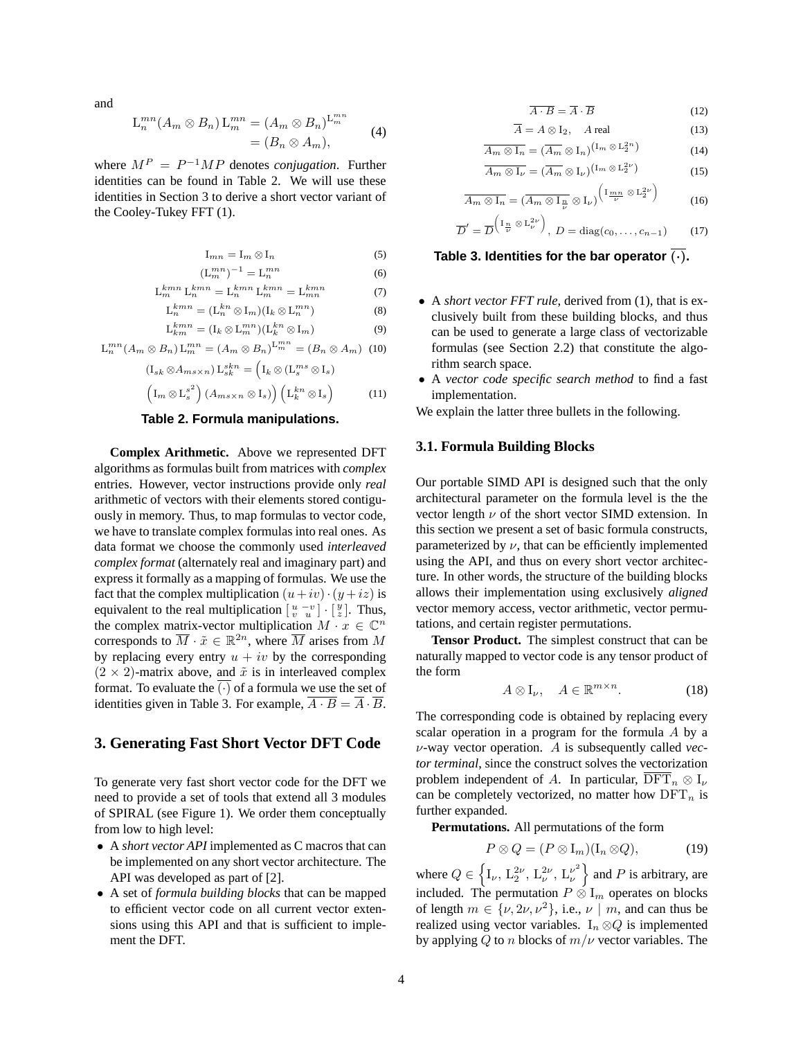and

$$\mathrm{L}_n^{mn}(A_m \otimes B_n)\,\mathrm{L}_m^{mn} = (A_m \otimes B_n)^{\mathrm{L}_m^{mn}} = (B_n \otimes A_m), \tag{4}$$

where $M^P = P^{-1}MP$ denotes *conjugation*. Further identities can be found in Table 2. We will use these identities in Section 3 to derive a short vector variant of the Cooley-Tukey FFT (1).

$$\mathrm{I}_{mn} = \mathrm{I}_m \otimes \mathrm{I}_n \tag{5}$$

$$(\mathrm{L}_m^{mn})^{-1} = \mathrm{L}_n^{mn} \tag{6}$$

$$\mathrm{L}_m^{kmn}\,\mathrm{L}_n^{kmn} = \mathrm{L}_n^{kmn}\,\mathrm{L}_m^{kmn} = \mathrm{L}_{mn}^{kmn} \tag{7}$$

$$\mathrm{L}_n^{kmn} = (\mathrm{L}_n^{kn} \otimes \mathrm{I}_m)(\mathrm{I}_k \otimes \mathrm{L}_n^{mn}) \tag{8}$$

$$\mathrm{L}_{km}^{kmn} = (\mathrm{I}_k \otimes \mathrm{L}_m^{mn})(\mathrm{L}_k^{kn} \otimes \mathrm{I}_m) \tag{9}$$

$$\mathrm{L}_n^{mn}(A_m \otimes B_n)\,\mathrm{L}_m^{mn} = (A_m \otimes B_n)^{\mathrm{L}_m^{mn}} = (B_n \otimes A_m) \tag{10}$$

$$(\mathrm{I}_{sk} \otimes A_{ms \times n})\,\mathrm{L}_{sk}^{skn} = \Big(\mathrm{I}_k \otimes (\mathrm{L}_s^{ms} \otimes \mathrm{I}_s)\Big(\mathrm{I}_m \otimes \mathrm{L}_s^{s^2}\Big)(A_{ms\times n} \otimes \mathrm{I}_s)\Big)\Big(\mathrm{L}_k^{kn} \otimes \mathrm{I}_s\Big) \tag{11}$$

**Table 2. Formula manipulations.**

**Complex Arithmetic.** Above we represented DFT algorithms as formulas built from matrices with *complex* entries. However, vector instructions provide only *real* arithmetic of vectors with their elements stored contiguously in memory. Thus, to map formulas to vector code, we have to translate complex formulas into real ones. As data format we choose the commonly used *interleaved complex format* (alternately real and imaginary part) and express it formally as a mapping of formulas. We use the fact that the complex multiplication $(u+iv)\cdot(y+iz)$ is equivalent to the real multiplication $\left[\begin{smallmatrix} u & -v \\ v & u \end{smallmatrix}\right] \cdot \left[\begin{smallmatrix} y \\ z \end{smallmatrix}\right]$. Thus, the complex matrix-vector multiplication $M \cdot x \in \mathbb{C}^n$ corresponds to $\overline{M} \cdot \tilde{x} \in \mathbb{R}^{2n}$, where $\overline{M}$ arises from $M$ by replacing every entry $u+iv$ by the corresponding $(2\times 2)$-matrix above, and $\tilde{x}$ is in interleaved complex format. To evaluate the $\overline{(\cdot)}$ of a formula we use the set of identities given in Table 3. For example, $\overline{A \cdot B} = \overline{A} \cdot \overline{B}$.

$$\overline{A \cdot B} = \overline{A} \cdot \overline{B} \tag{12}$$

$$\overline{A} = A \otimes \mathrm{I}_2, \quad A \text{ real} \tag{13}$$

$$\overline{A_m \otimes \mathrm{I}_n} = (\overline{A_m} \otimes \mathrm{I}_n)^{(\mathrm{I}_m \otimes \mathrm{L}_2^{2n})} \tag{14}$$

$$\overline{A_m \otimes \mathrm{I}_\nu} = (\overline{A_m} \otimes \mathrm{I}_\nu)^{(\mathrm{I}_m \otimes \mathrm{L}_2^{2\nu})} \tag{15}$$

$$\overline{A_m \otimes \mathrm{I}_n} = (\overline{A_m \otimes \mathrm{I}_{\frac{n}{\nu}}} \otimes \mathrm{I}_\nu)^{\left(\mathrm{I}_{\frac{mn}{\nu}} \otimes \mathrm{L}_2^{2\nu}\right)} \tag{16}$$

$$\overline{D}' = \overline{D}^{\left(\mathrm{I}_{\frac{n}{\nu}} \otimes \mathrm{L}_\nu^{2\nu}\right)}, \; D = \mathrm{diag}(c_0, \ldots, c_{n-1}) \tag{17}$$

**Table 3. Identities for the bar operator $\overline{(\cdot)}$.**

## 3. Generating Fast Short Vector DFT Code

To generate very fast short vector code for the DFT we need to provide a set of tools that extend all 3 modules of SPIRAL (see Figure 1). We order them conceptually from low to high level:

- A *short vector API* implemented as C macros that can be implemented on any short vector architecture. The API was developed as part of [2].
- A set of *formula building blocks* that can be mapped to efficient vector code on all current vector extensions using this API and that is sufficient to implement the DFT.
- A *short vector FFT rule*, derived from (1), that is exclusively built from these building blocks, and thus can be used to generate a large class of vectorizable formulas (see Section 2.2) that constitute the algorithm search space.
- A *vector code specific search method* to find a fast implementation.

We explain the latter three bullets in the following.

### 3.1. Formula Building Blocks

Our portable SIMD API is designed such that the only architectural parameter on the formula level is the the vector length $\nu$ of the short vector SIMD extension. In this section we present a set of basic formula constructs, parameterized by $\nu$, that can be efficiently implemented using the API, and thus on every short vector architecture. In other words, the structure of the building blocks allows their implementation using exclusively *aligned* vector memory access, vector arithmetic, vector permutations, and certain register permutations.

**Tensor Product.** The simplest construct that can be naturally mapped to vector code is any tensor product of the form

$$A \otimes \mathrm{I}_\nu, \quad A \in \mathbb{R}^{m\times n}. \tag{18}$$

The corresponding code is obtained by replacing every scalar operation in a program for the formula $A$ by a $\nu$-way vector operation. $A$ is subsequently called *vector terminal*, since the construct solves the vectorization problem independent of $A$. In particular, $\overline{\mathrm{DFT}}_n \otimes \mathrm{I}_\nu$ can be completely vectorized, no matter how $\mathrm{DFT}_n$ is further expanded.

**Permutations.** All permutations of the form

$$P \otimes Q = (P \otimes \mathrm{I}_m)(\mathrm{I}_n \otimes Q), \tag{19}$$

where $Q \in \left\{\mathrm{I}_\nu,\, \mathrm{L}_2^{2\nu},\, \mathrm{L}_\nu^{2\nu},\, \mathrm{L}_\nu^{\nu^2}\right\}$ and $P$ is arbitrary, are included. The permutation $P \otimes \mathrm{I}_m$ operates on blocks of length $m \in \{\nu, 2\nu, \nu^2\}$, i.e., $\nu \mid m$, and can thus be realized using vector variables. $\mathrm{I}_n \otimes Q$ is implemented by applying $Q$ to $n$ blocks of $m/\nu$ vector variables. The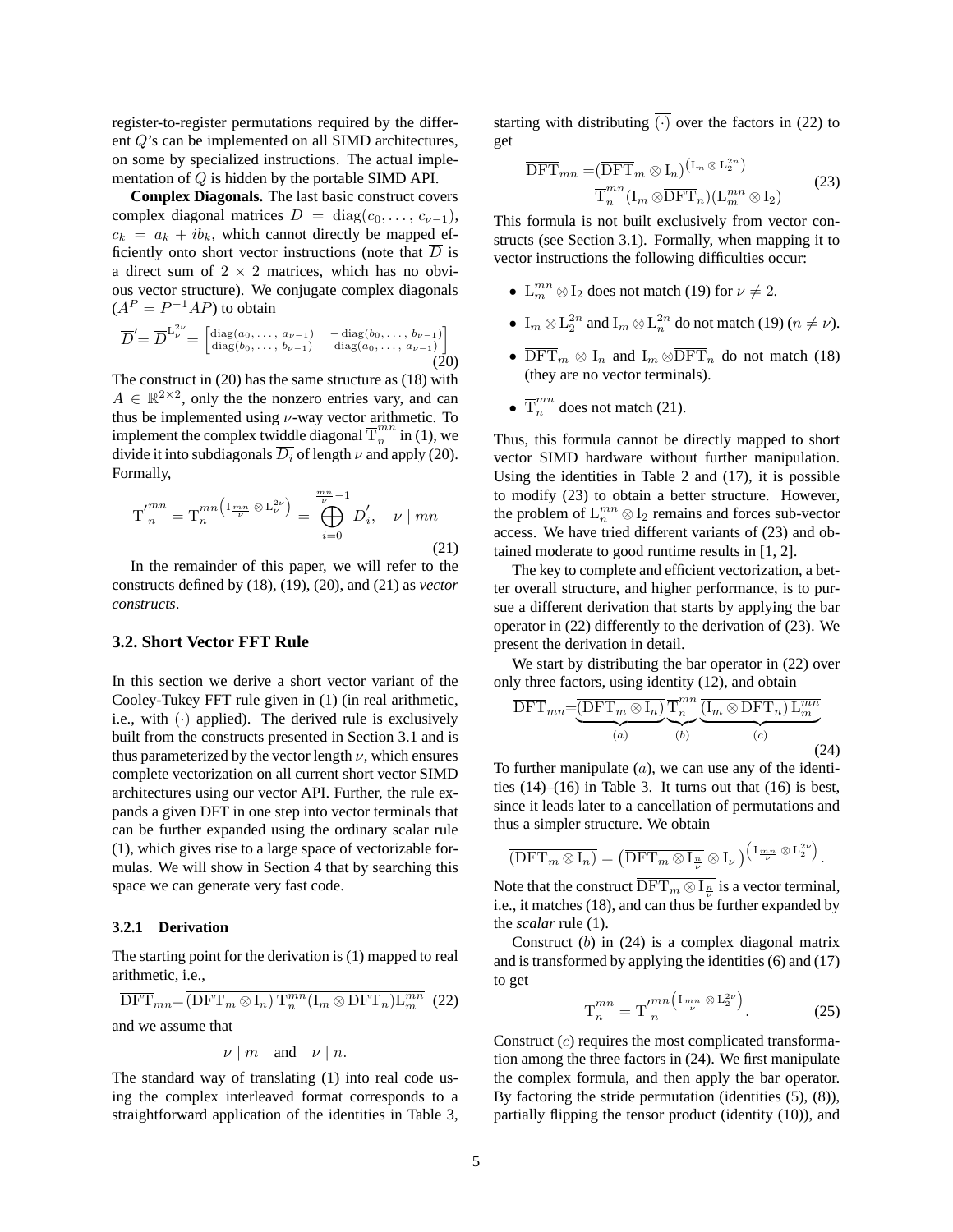register-to-register permutations required by the different $Q$'s can be implemented on all SIMD architectures, on some by specialized instructions. The actual implementation of $Q$ is hidden by the portable SIMD API.

**Complex Diagonals.** The last basic construct covers complex diagonal matrices $D = \operatorname{diag}(c_0, \ldots, c_{\nu-1})$, $c_k = a_k + ib_k$, which cannot directly be mapped efficiently onto short vector instructions (note that $\overline{D}$ is a direct sum of $2 \times 2$ matrices, which has no obvious vector structure). We conjugate complex diagonals ($A^P = P^{-1}AP$) to obtain

$$\overline{D}' = \overline{D}^{\mathrm{L}^{2\nu}_{\nu}} = \begin{bmatrix} \operatorname{diag}(a_0, \ldots, a_{\nu-1}) & -\operatorname{diag}(b_0, \ldots, b_{\nu-1}) \\ \operatorname{diag}(b_0, \ldots, b_{\nu-1}) & \operatorname{diag}(a_0, \ldots, a_{\nu-1}) \end{bmatrix} \tag{20}$$

The construct in (20) has the same structure as (18) with $A \in \mathbb{R}^{2\times 2}$, only the the nonzero entries vary, and can thus be implemented using $\nu$-way vector arithmetic. To implement the complex twiddle diagonal $\overline{\mathrm{T}}^{mn}_{n}$ in (1), we divide it into subdiagonals $\overline{D_i}$ of length $\nu$ and apply (20). Formally,

$$\overline{\mathrm{T}}'^{mn}_{n} = \overline{\mathrm{T}}^{mn\left(\mathrm{I}_{\frac{mn}{\nu}} \otimes \mathrm{L}^{2\nu}_{\nu}\right)}_{n} = \bigoplus_{i=0}^{\frac{mn}{\nu}-1} \overline{D}'_i, \quad \nu \mid mn \tag{21}$$

In the remainder of this paper, we will refer to the constructs defined by (18), (19), (20), and (21) as *vector constructs*.

## 3.2. Short Vector FFT Rule

In this section we derive a short vector variant of the Cooley-Tukey FFT rule given in (1) (in real arithmetic, i.e., with $\overline{(\cdot)}$ applied). The derived rule is exclusively built from the constructs presented in Section 3.1 and is thus parameterized by the vector length $\nu$, which ensures complete vectorization on all current short vector SIMD architectures using our vector API. Further, the rule expands a given DFT in one step into vector terminals that can be further expanded using the ordinary scalar rule (1), which gives rise to a large space of vectorizable formulas. We will show in Section 4 that by searching this space we can generate very fast code.

### 3.2.1 Derivation

The starting point for the derivation is (1) mapped to real arithmetic, i.e.,

$$\overline{\mathrm{DFT}}_{mn} = \overline{(\mathrm{DFT}_m \otimes \mathrm{I}_n)\, \mathrm{T}^{mn}_{n} (\mathrm{I}_m \otimes \mathrm{DFT}_n) \mathrm{L}^{mn}_{m}} \tag{22}$$

and we assume that

$$\nu \mid m \quad \text{and} \quad \nu \mid n.$$

The standard way of translating (1) into real code using the complex interleaved format corresponds to a straightforward application of the identities in Table 3, starting with distributing $\overline{(\cdot)}$ over the factors in (22) to get

$$\begin{aligned} \overline{\mathrm{DFT}}_{mn} =& (\overline{\mathrm{DFT}}_m \otimes \mathrm{I}_n)^{\left(\mathrm{I}_m \otimes \mathrm{L}^{2n}_{2}\right)} \\ & \overline{\mathrm{T}}^{mn}_{n} (\mathrm{I}_m \otimes \overline{\mathrm{DFT}}_n)(\mathrm{L}^{mn}_{m} \otimes \mathrm{I}_2) \end{aligned} \tag{23}$$

This formula is not built exclusively from vector constructs (see Section 3.1). Formally, when mapping it to vector instructions the following difficulties occur:

- $\mathrm{L}^{mn}_{m} \otimes \mathrm{I}_2$ does not match (19) for $\nu \neq 2$.
- $\mathrm{I}_m \otimes \mathrm{L}^{2n}_{2}$ and $\mathrm{I}_m \otimes \mathrm{L}^{2n}_{n}$ do not match (19) ($n \neq \nu$).
- $\overline{\mathrm{DFT}}_m \otimes \mathrm{I}_n$ and $\mathrm{I}_m \otimes \overline{\mathrm{DFT}}_n$ do not match (18) (they are no vector terminals).
- $\overline{\mathrm{T}}^{mn}_{n}$ does not match (21).

Thus, this formula cannot be directly mapped to short vector SIMD hardware without further manipulation. Using the identities in Table 2 and (17), it is possible to modify (23) to obtain a better structure. However, the problem of $\mathrm{L}^{mn}_{n} \otimes \mathrm{I}_2$ remains and forces sub-vector access. We have tried different variants of (23) and obtained moderate to good runtime results in [1, 2].

The key to complete and efficient vectorization, a better overall structure, and higher performance, is to pursue a different derivation that starts by applying the bar operator in (22) differently to the derivation of (23). We present the derivation in detail.

We start by distributing the bar operator in (22) over only three factors, using identity (12), and obtain

$$\overline{\mathrm{DFT}}_{mn} = \underbrace{\overline{(\mathrm{DFT}_m \otimes \mathrm{I}_n)}}_{(a)}\, \underbrace{\overline{\mathrm{T}}^{mn}_{n}}_{(b)}\, \underbrace{\overline{(\mathrm{I}_m \otimes \mathrm{DFT}_n)\, \mathrm{L}^{mn}_{m}}}_{(c)} \tag{24}$$

To further manipulate $(a)$, we can use any of the identities (14)–(16) in Table 3. It turns out that (16) is best, since it leads later to a cancellation of permutations and thus a simpler structure. We obtain

$$\overline{(\mathrm{DFT}_m \otimes \mathrm{I}_n)} = \left(\overline{\mathrm{DFT}_m \otimes \mathrm{I}_{\frac{n}{\nu}}} \otimes \mathrm{I}_\nu\right)^{\left(\mathrm{I}_{\frac{mn}{\nu}} \otimes \mathrm{L}^{2\nu}_{2}\right)}.$$

Note that the construct $\overline{\mathrm{DFT}_m \otimes \mathrm{I}_{\frac{n}{\nu}}}$ is a vector terminal, i.e., it matches (18), and can thus be further expanded by the *scalar* rule (1).

Construct $(b)$ in (24) is a complex diagonal matrix and is transformed by applying the identities (6) and (17) to get

$$\overline{\mathrm{T}}^{mn}_{n} = \overline{\mathrm{T}}'^{mn\left(\mathrm{I}_{\frac{mn}{\nu}} \otimes \mathrm{L}^{2\nu}_{2}\right)}_{n}. \tag{25}$$

Construct $(c)$ requires the most complicated transformation among the three factors in (24). We first manipulate the complex formula, and then apply the bar operator. By factoring the stride permutation (identities (5), (8)), partially flipping the tensor product (identity (10)), and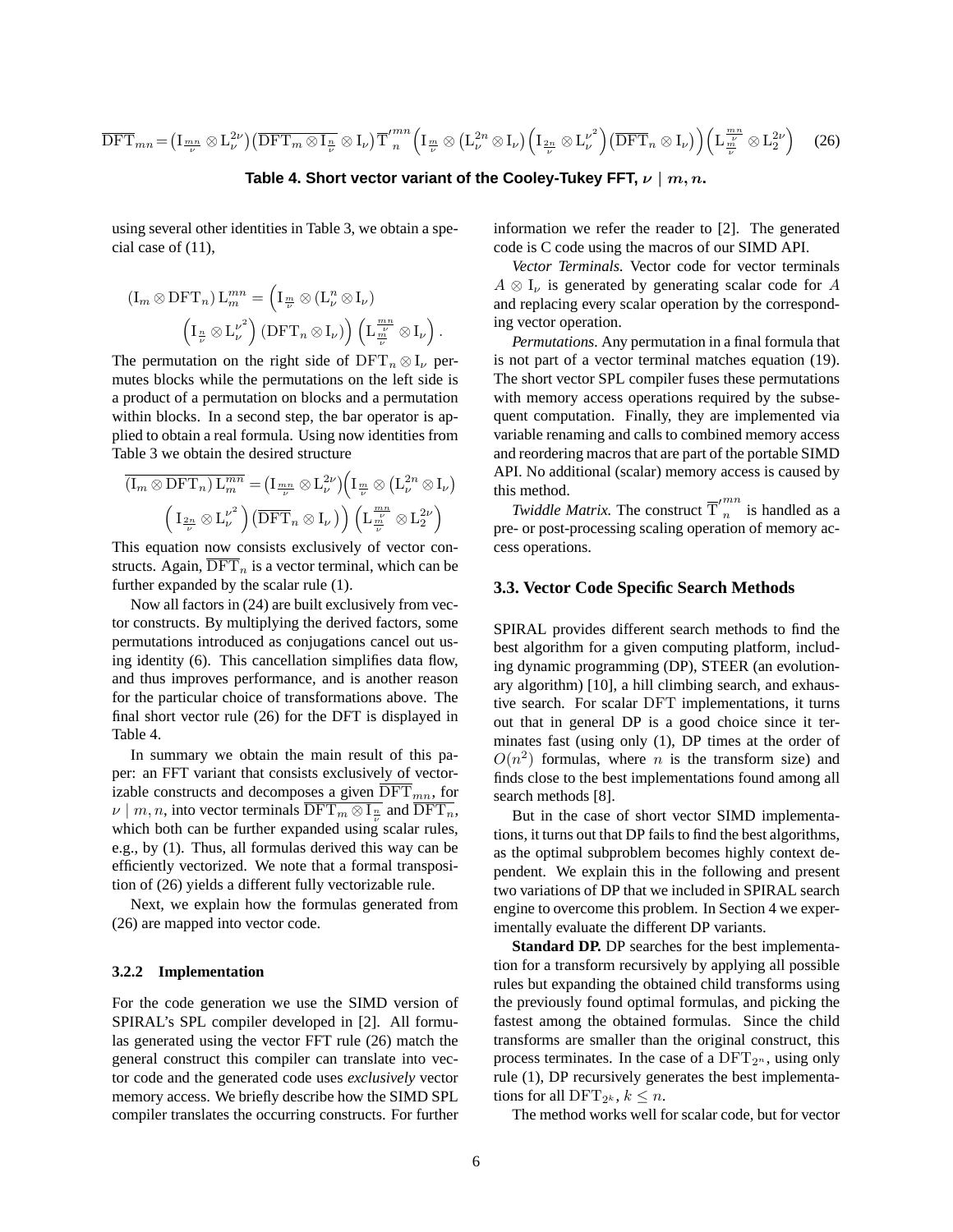$$\overline{\mathrm{DFT}}_{mn} = \left(\mathrm{I}_{\frac{mn}{\nu}} \otimes \mathrm{L}_{\nu}^{2\nu}\right)\left(\overline{\mathrm{DFT}_m \otimes \mathrm{I}_{\frac{n}{\nu}}} \otimes \mathrm{I}_\nu\right) \overline{\mathrm{T}}'^{mn}_{n} \left(\mathrm{I}_{\frac{m}{\nu}} \otimes \left(\mathrm{L}_{\nu}^{2n} \otimes \mathrm{I}_\nu\right)\left(\mathrm{I}_{\frac{2n}{\nu}} \otimes \mathrm{L}_{\nu}^{\nu^2}\right)\left(\overline{\mathrm{DFT}}_n \otimes \mathrm{I}_\nu\right)\right)\left(\mathrm{L}^{\frac{mn}{\nu}}_{\frac{m}{\nu}} \otimes \mathrm{L}_2^{2\nu}\right) \quad (26)$$

**Table 4. Short vector variant of the Cooley-Tukey FFT, $\nu \mid m, n$.**

using several other identities in Table 3, we obtain a special case of (11),

$$(\mathrm{I}_m \otimes \mathrm{DFT}_n)\,\mathrm{L}_m^{mn} = \left(\mathrm{I}_{\frac{m}{\nu}} \otimes (\mathrm{L}_\nu^n \otimes \mathrm{I}_\nu)\right. \left.\left(\mathrm{I}_{\frac{n}{\nu}} \otimes \mathrm{L}_\nu^{\nu^2}\right)(\mathrm{DFT}_n \otimes \mathrm{I}_\nu)\right)\left(\mathrm{L}^{\frac{mn}{\nu}}_{\frac{m}{\nu}} \otimes \mathrm{I}_\nu\right).$$

The permutation on the right side of $\mathrm{DFT}_n \otimes \mathrm{I}_\nu$ permutes blocks while the permutations on the left side is a product of a permutation on blocks and a permutation within blocks. In a second step, the bar operator is applied to obtain a real formula. Using now identities from Table 3 we obtain the desired structure

$$\overline{(\mathrm{I}_m \otimes \mathrm{DFT}_n)\,\mathrm{L}_m^{mn}} = \left(\mathrm{I}_{\frac{mn}{\nu}} \otimes \mathrm{L}_\nu^{2\nu}\right)\left(\mathrm{I}_{\frac{m}{\nu}} \otimes \left(\mathrm{L}_\nu^{2n} \otimes \mathrm{I}_\nu\right)\right. \left.\left(\mathrm{I}_{\frac{2n}{\nu}} \otimes \mathrm{L}_\nu^{\nu^2}\right)\left(\overline{\mathrm{DFT}}_n \otimes \mathrm{I}_\nu\right)\right)\left(\mathrm{L}^{\frac{mn}{\nu}}_{\frac{m}{\nu}} \otimes \mathrm{L}_2^{2\nu}\right)$$

This equation now consists exclusively of vector constructs. Again, $\overline{\mathrm{DFT}}_n$ is a vector terminal, which can be further expanded by the scalar rule (1).

Now all factors in (24) are built exclusively from vector constructs. By multiplying the derived factors, some permutations introduced as conjugations cancel out using identity (6). This cancellation simplifies data flow, and thus improves performance, and is another reason for the particular choice of transformations above. The final short vector rule (26) for the DFT is displayed in Table 4.

In summary we obtain the main result of this paper: an FFT variant that consists exclusively of vectorizable constructs and decomposes a given $\overline{\mathrm{DFT}}_{mn}$, for $\nu \mid m, n$, into vector terminals $\overline{\mathrm{DFT}_m \otimes \mathrm{I}_{\frac{n}{\nu}}}$ and $\overline{\mathrm{DFT}}_n$, which both can be further expanded using scalar rules, e.g., by (1). Thus, all formulas derived this way can be efficiently vectorized. We note that a formal transposition of (26) yields a different fully vectorizable rule.

Next, we explain how the formulas generated from (26) are mapped into vector code.

#### 3.2.2 Implementation

For the code generation we use the SIMD version of SPIRAL's SPL compiler developed in [2]. All formulas generated using the vector FFT rule (26) match the general construct this compiler can translate into vector code and the generated code uses *exclusively* vector memory access. We briefly describe how the SIMD SPL compiler translates the occurring constructs. For further information we refer the reader to [2]. The generated code is C code using the macros of our SIMD API.

*Vector Terminals.* Vector code for vector terminals $A \otimes \mathrm{I}_\nu$ is generated by generating scalar code for $A$ and replacing every scalar operation by the corresponding vector operation.

*Permutations.* Any permutation in a final formula that is not part of a vector terminal matches equation (19). The short vector SPL compiler fuses these permutations with memory access operations required by the subsequent computation. Finally, they are implemented via variable renaming and calls to combined memory access and reordering macros that are part of the portable SIMD API. No additional (scalar) memory access is caused by this method.

*Twiddle Matrix.* The construct $\overline{\mathrm{T}}'^{mn}_{n}$ is handled as a pre- or post-processing scaling operation of memory access operations.

### 3.3. Vector Code Specific Search Methods

SPIRAL provides different search methods to find the best algorithm for a given computing platform, including dynamic programming (DP), STEER (an evolutionary algorithm) [10], a hill climbing search, and exhaustive search. For scalar DFT implementations, it turns out that in general DP is a good choice since it terminates fast (using only (1), DP times at the order of $O(n^2)$ formulas, where $n$ is the transform size) and finds close to the best implementations found among all search methods [8].

But in the case of short vector SIMD implementations, it turns out that DP fails to find the best algorithms, as the optimal subproblem becomes highly context dependent. We explain this in the following and present two variations of DP that we included in SPIRAL search engine to overcome this problem. In Section 4 we experimentally evaluate the different DP variants.

**Standard DP.** DP searches for the best implementation for a transform recursively by applying all possible rules but expanding the obtained child transforms using the previously found optimal formulas, and picking the fastest among the obtained formulas. Since the child transforms are smaller than the original construct, this process terminates. In the case of a $\mathrm{DFT}_{2^n}$, using only rule (1), DP recursively generates the best implementations for all $\mathrm{DFT}_{2^k}$, $k \leq n$.

The method works well for scalar code, but for vector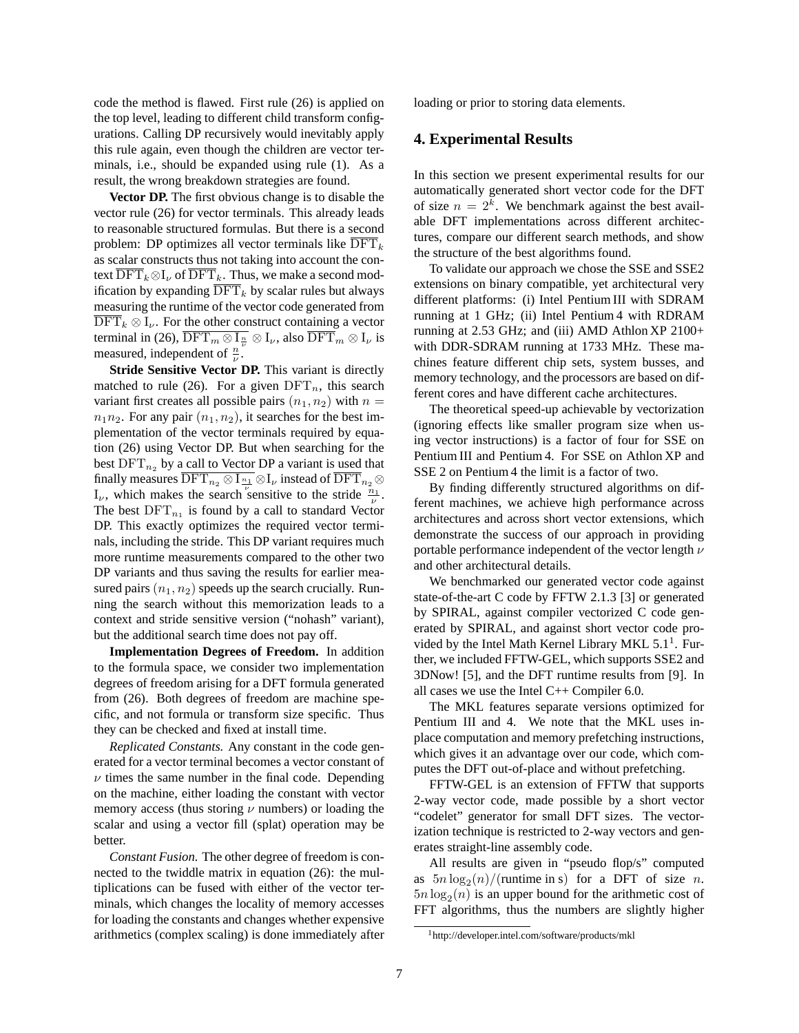code the method is flawed. First rule (26) is applied on the top level, leading to different child transform configurations. Calling DP recursively would inevitably apply this rule again, even though the children are vector terminals, i.e., should be expanded using rule (1). As a result, the wrong breakdown strategies are found.

**Vector DP.** The first obvious change is to disable the vector rule (26) for vector terminals. This already leads to reasonable structured formulas. But there is a second problem: DP optimizes all vector terminals like $\overline{\mathrm{DFT}}_k$ as scalar constructs thus not taking into account the context $\overline{\mathrm{DFT}}_k \otimes \mathrm{I}_\nu$ of $\overline{\mathrm{DFT}}_k$. Thus, we make a second modification by expanding $\overline{\mathrm{DFT}}_k$ by scalar rules but always measuring the runtime of the vector code generated from $\overline{\mathrm{DFT}}_k \otimes \mathrm{I}_\nu$. For the other construct containing a vector terminal in (26), $\overline{\mathrm{DFT}_m \otimes \mathrm{I}_{\frac{n}{\nu}}} \otimes \mathrm{I}_\nu$, also $\overline{\mathrm{DFT}}_m \otimes \mathrm{I}_\nu$ is measured, independent of $\frac{n}{\nu}$.

**Stride Sensitive Vector DP.** This variant is directly matched to rule (26). For a given $\mathrm{DFT}_n$, this search variant first creates all possible pairs $(n_1, n_2)$ with $n = n_1 n_2$. For any pair $(n_1, n_2)$, it searches for the best implementation of the vector terminals required by equation (26) using Vector DP. But when searching for the best $\mathrm{DFT}_{n_2}$ by a call to Vector DP a variant is used that finally measures $\overline{\mathrm{DFT}_{n_2} \otimes \mathrm{I}_{\frac{n_1}{\nu}}} \otimes \mathrm{I}_\nu$ instead of $\overline{\mathrm{DFT}}_{n_2} \otimes \mathrm{I}_\nu$, which makes the search sensitive to the stride $\frac{n_1}{\nu}$. The best $\mathrm{DFT}_{n_1}$ is found by a call to standard Vector DP. This exactly optimizes the required vector terminals, including the stride. This DP variant requires much more runtime measurements compared to the other two DP variants and thus saving the results for earlier measured pairs $(n_1, n_2)$ speeds up the search crucially. Running the search without this memorization leads to a context and stride sensitive version ("nohash" variant), but the additional search time does not pay off.

**Implementation Degrees of Freedom.** In addition to the formula space, we consider two implementation degrees of freedom arising for a DFT formula generated from (26). Both degrees of freedom are machine specific, and not formula or transform size specific. Thus they can be checked and fixed at install time.

*Replicated Constants.* Any constant in the code generated for a vector terminal becomes a vector constant of $\nu$ times the same number in the final code. Depending on the machine, either loading the constant with vector memory access (thus storing $\nu$ numbers) or loading the scalar and using a vector fill (splat) operation may be better.

*Constant Fusion.* The other degree of freedom is connected to the twiddle matrix in equation (26): the multiplications can be fused with either of the vector terminals, which changes the locality of memory accesses for loading the constants and changes whether expensive arithmetics (complex scaling) is done immediately after loading or prior to storing data elements.

## 4. Experimental Results

In this section we present experimental results for our automatically generated short vector code for the DFT of size $n = 2^k$. We benchmark against the best available DFT implementations across different architectures, compare our different search methods, and show the structure of the best algorithms found.

To validate our approach we chose the SSE and SSE2 extensions on binary compatible, yet architectural very different platforms: (i) Intel Pentium III with SDRAM running at 1 GHz; (ii) Intel Pentium 4 with RDRAM running at 2.53 GHz; and (iii) AMD Athlon XP 2100+ with DDR-SDRAM running at 1733 MHz. These machines feature different chip sets, system busses, and memory technology, and the processors are based on different cores and have different cache architectures.

The theoretical speed-up achievable by vectorization (ignoring effects like smaller program size when using vector instructions) is a factor of four for SSE on Pentium III and Pentium 4. For SSE on Athlon XP and SSE 2 on Pentium 4 the limit is a factor of two.

By finding differently structured algorithms on different machines, we achieve high performance across architectures and across short vector extensions, which demonstrate the success of our approach in providing portable performance independent of the vector length $\nu$ and other architectural details.

We benchmarked our generated vector code against state-of-the-art C code by FFTW 2.1.3 [3] or generated by SPIRAL, against compiler vectorized C code generated by SPIRAL, and against short vector code provided by the Intel Math Kernel Library MKL 5.1[1]. Further, we included FFTW-GEL, which supports SSE2 and 3DNow! [5], and the DFT runtime results from [9]. In all cases we use the Intel C++ Compiler 6.0.

The MKL features separate versions optimized for Pentium III and 4. We note that the MKL uses in-place computation and memory prefetching instructions, which gives it an advantage over our code, which computes the DFT out-of-place and without prefetching.

FFTW-GEL is an extension of FFTW that supports 2-way vector code, made possible by a short vector "codelet" generator for small DFT sizes. The vectorization technique is restricted to 2-way vectors and generates straight-line assembly code.

All results are given in "pseudo flop/s" computed as $5n\log_2(n)/(\text{runtime in s})$ for a DFT of size $n$. $5n\log_2(n)$ is an upper bound for the arithmetic cost of FFT algorithms, thus the numbers are slightly higher

[1] http://developer.intel.com/software/products/mkl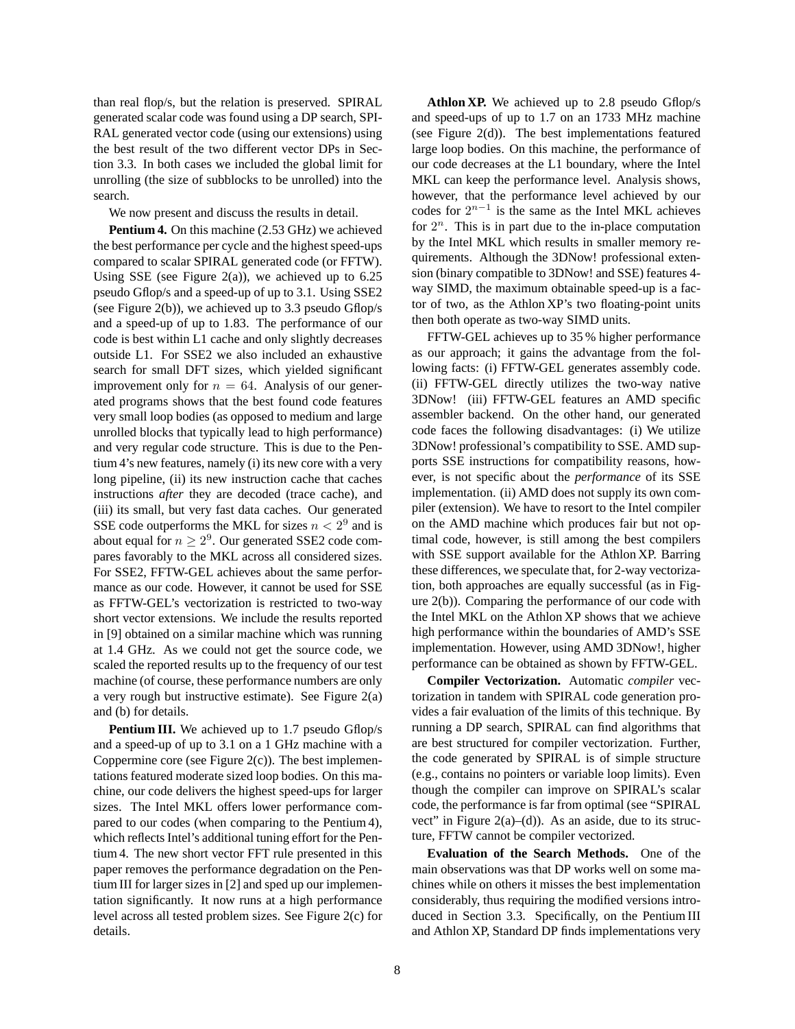than real flop/s, but the relation is preserved. SPIRAL generated scalar code was found using a DP search, SPIRAL generated vector code (using our extensions) using the best result of the two different vector DPs in Section 3.3. In both cases we included the global limit for unrolling (the size of subblocks to be unrolled) into the search.

We now present and discuss the results in detail.

**Pentium 4.** On this machine (2.53 GHz) we achieved the best performance per cycle and the highest speed-ups compared to scalar SPIRAL generated code (or FFTW). Using SSE (see Figure 2(a)), we achieved up to 6.25 pseudo Gflop/s and a speed-up of up to 3.1. Using SSE2 (see Figure 2(b)), we achieved up to 3.3 pseudo Gflop/s and a speed-up of up to 1.83. The performance of our code is best within L1 cache and only slightly decreases outside L1. For SSE2 we also included an exhaustive search for small DFT sizes, which yielded significant improvement only for $n = 64$. Analysis of our generated programs shows that the best found code features very small loop bodies (as opposed to medium and large unrolled blocks that typically lead to high performance) and very regular code structure. This is due to the Pentium 4's new features, namely (i) its new core with a very long pipeline, (ii) its new instruction cache that caches instructions *after* they are decoded (trace cache), and (iii) its small, but very fast data caches. Our generated SSE code outperforms the MKL for sizes $n < 2^9$ and is about equal for $n \geq 2^9$. Our generated SSE2 code compares favorably to the MKL across all considered sizes. For SSE2, FFTW-GEL achieves about the same performance as our code. However, it cannot be used for SSE as FFTW-GEL's vectorization is restricted to two-way short vector extensions. We include the results reported in [9] obtained on a similar machine which was running at 1.4 GHz. As we could not get the source code, we scaled the reported results up to the frequency of our test machine (of course, these performance numbers are only a very rough but instructive estimate). See Figure 2(a) and (b) for details.

**Pentium III.** We achieved up to 1.7 pseudo Gflop/s and a speed-up of up to 3.1 on a 1 GHz machine with a Coppermine core (see Figure 2(c)). The best implementations featured moderate sized loop bodies. On this machine, our code delivers the highest speed-ups for larger sizes. The Intel MKL offers lower performance compared to our codes (when comparing to the Pentium 4), which reflects Intel's additional tuning effort for the Pentium 4. The new short vector FFT rule presented in this paper removes the performance degradation on the Pentium III for larger sizes in [2] and sped up our implementation significantly. It now runs at a high performance level across all tested problem sizes. See Figure 2(c) for details.

**Athlon XP.** We achieved up to 2.8 pseudo Gflop/s and speed-ups of up to 1.7 on an 1733 MHz machine (see Figure 2(d)). The best implementations featured large loop bodies. On this machine, the performance of our code decreases at the L1 boundary, where the Intel MKL can keep the performance level. Analysis shows, however, that the performance level achieved by our codes for $2^{n-1}$ is the same as the Intel MKL achieves for $2^n$. This is in part due to the in-place computation by the Intel MKL which results in smaller memory requirements. Although the 3DNow! professional extension (binary compatible to 3DNow! and SSE) features 4-way SIMD, the maximum obtainable speed-up is a factor of two, as the Athlon XP's two floating-point units then both operate as two-way SIMD units.

FFTW-GEL achieves up to 35 % higher performance as our approach; it gains the advantage from the following facts: (i) FFTW-GEL generates assembly code. (ii) FFTW-GEL directly utilizes the two-way native 3DNow! (iii) FFTW-GEL features an AMD specific assembler backend. On the other hand, our generated code faces the following disadvantages: (i) We utilize 3DNow! professional's compatibility to SSE. AMD supports SSE instructions for compatibility reasons, however, is not specific about the *performance* of its SSE implementation. (ii) AMD does not supply its own compiler (extension). We have to resort to the Intel compiler on the AMD machine which produces fair but not optimal code, however, is still among the best compilers with SSE support available for the Athlon XP. Barring these differences, we speculate that, for 2-way vectorization, both approaches are equally successful (as in Figure 2(b)). Comparing the performance of our code with the Intel MKL on the Athlon XP shows that we achieve high performance within the boundaries of AMD's SSE implementation. However, using AMD 3DNow!, higher performance can be obtained as shown by FFTW-GEL.

**Compiler Vectorization.** Automatic *compiler* vectorization in tandem with SPIRAL code generation provides a fair evaluation of the limits of this technique. By running a DP search, SPIRAL can find algorithms that are best structured for compiler vectorization. Further, the code generated by SPIRAL is of simple structure (e.g., contains no pointers or variable loop limits). Even though the compiler can improve on SPIRAL's scalar code, the performance is far from optimal (see "SPIRAL vect" in Figure 2(a)–(d)). As an aside, due to its structure, FFTW cannot be compiler vectorized.

**Evaluation of the Search Methods.** One of the main observations was that DP works well on some machines while on others it misses the best implementation considerably, thus requiring the modified versions introduced in Section 3.3. Specifically, on the Pentium III and Athlon XP, Standard DP finds implementations very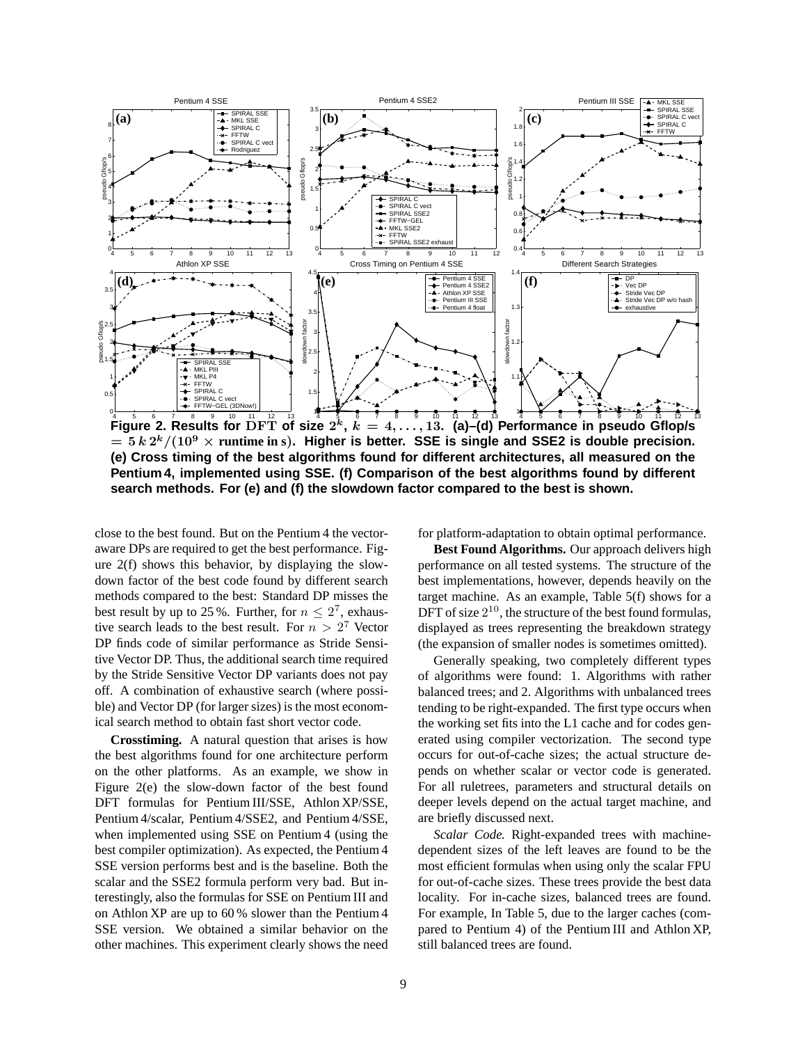**Figure 2. Results for DFT of size $2^k$, $k = 4, \ldots, 13$. (a)–(d) Performance in pseudo Gflop/s $= 5\,k\,2^k/(10^9 \times \text{runtime in s})$. Higher is better. SSE is single and SSE2 is double precision. (e) Cross timing of the best algorithms found for different architectures, all measured on the Pentium 4, implemented using SSE. (f) Comparison of the best algorithms found by different search methods. For (e) and (f) the slowdown factor compared to the best is shown.**

close to the best found. But on the Pentium 4 the vector-aware DPs are required to get the best performance. Figure 2(f) shows this behavior, by displaying the slowdown factor of the best code found by different search methods compared to the best: Standard DP misses the best result by up to 25 %. Further, for $n \leq 2^7$, exhaustive search leads to the best result. For $n > 2^7$ Vector DP finds code of similar performance as Stride Sensitive Vector DP. Thus, the additional search time required by the Stride Sensitive Vector DP variants does not pay off. A combination of exhaustive search (where possible) and Vector DP (for larger sizes) is the most economical search method to obtain fast short vector code.

**Crosstiming.** A natural question that arises is how the best algorithms found for one architecture perform on the other platforms. As an example, we show in Figure 2(e) the slow-down factor of the best found DFT formulas for Pentium III/SSE, Athlon XP/SSE, Pentium 4/scalar, Pentium 4/SSE2, and Pentium 4/SSE, when implemented using SSE on Pentium 4 (using the best compiler optimization). As expected, the Pentium 4 SSE version performs best and is the baseline. Both the scalar and the SSE2 formula perform very bad. But interestingly, also the formulas for SSE on Pentium III and on Athlon XP are up to 60 % slower than the Pentium 4 SSE version. We obtained a similar behavior on the other machines. This experiment clearly shows the need for platform-adaptation to obtain optimal performance.

**Best Found Algorithms.** Our approach delivers high performance on all tested systems. The structure of the best implementations, however, depends heavily on the target machine. As an example, Table 5(f) shows for a DFT of size $2^{10}$, the structure of the best found formulas, displayed as trees representing the breakdown strategy (the expansion of smaller nodes is sometimes omitted).

Generally speaking, two completely different types of algorithms were found: 1. Algorithms with rather balanced trees; and 2. Algorithms with unbalanced trees tending to be right-expanded. The first type occurs when the working set fits into the L1 cache and for codes generated using compiler vectorization. The second type occurs for out-of-cache sizes; the actual structure depends on whether scalar or vector code is generated. For all ruletrees, parameters and structural details on deeper levels depend on the actual target machine, and are briefly discussed next.

*Scalar Code.* Right-expanded trees with machine-dependent sizes of the left leaves are found to be the most efficient formulas when using only the scalar FPU for out-of-cache sizes. These trees provide the best data locality. For in-cache sizes, balanced trees are found. For example, In Table 5, due to the larger caches (compared to Pentium 4) of the Pentium III and Athlon XP, still balanced trees are found.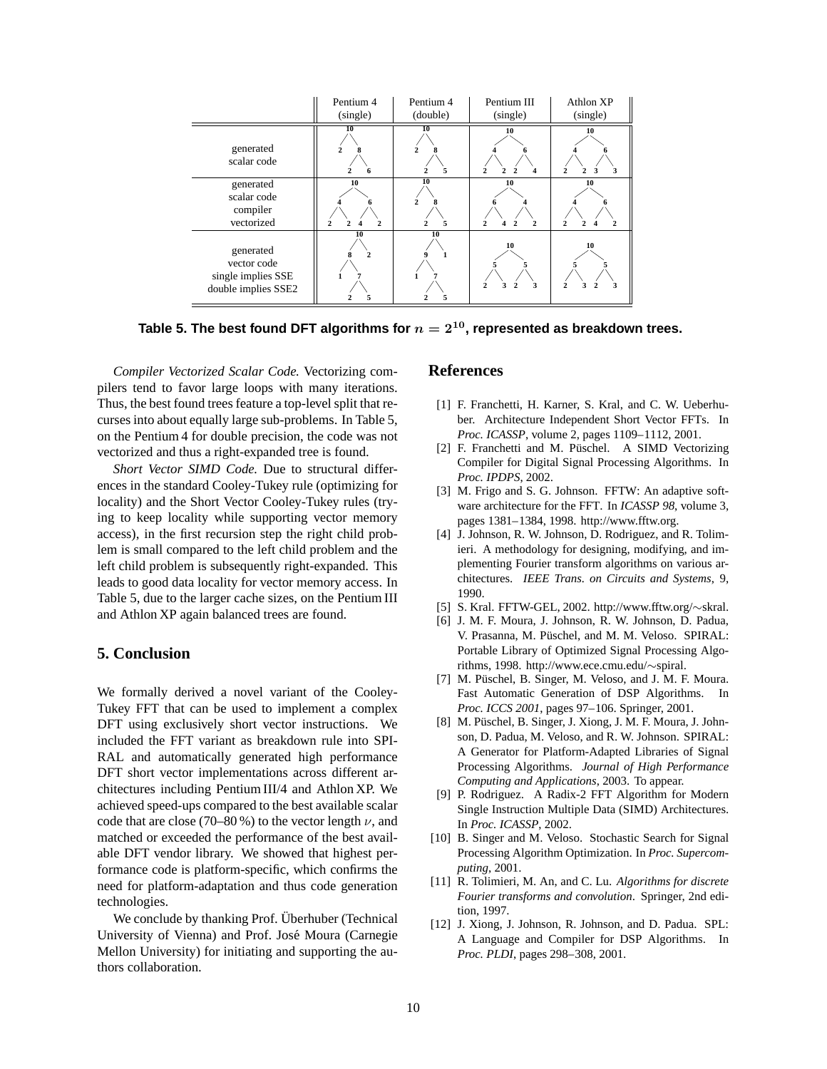| | Pentium 4 (single) | Pentium 4 (double) | Pentium III (single) | Athlon XP (single) |
|---|---|---|---|---|
| generated scalar code | 10 → (2, 8); 8 → (2, 6) | 10 → (2, 8); 8 → (2, 5) | 10 → (4, 6); 4 → (2, 2); 6 → (2, 4) | 10 → (4, 6); 4 → (2, 2); 6 → (3, 3) |
| generated scalar code compiler vectorized | 10 → (4, 6); 4 → (2, 2); 6 → (4, 2) | 10 → (2, 8); 8 → (2, 5) | 10 → (6, 4); 6 → (2, 4); 4 → (2, 2) | 10 → (4, 6); 4 → (2, 2); 6 → (4, 2) |
| generated vector code single implies SSE double implies SSE2 | 10 → (8, 2); 8 → (1, 7); 7 → (2, 5) | 10 → (9, 1); 9 → (1, 7); 7 → (2, 5) | 10 → (5, 5); 5 → (2, 3); 5 → (2, 3) | 10 → (5, 5); 5 → (2, 3); 5 → (2, 3) |

**Table 5. The best found DFT algorithms for $n = 2^{10}$, represented as breakdown trees.**

*Compiler Vectorized Scalar Code.* Vectorizing compilers tend to favor large loops with many iterations. Thus, the best found trees feature a top-level split that recurses into about equally large sub-problems. In Table 5, on the Pentium 4 for double precision, the code was not vectorized and thus a right-expanded tree is found.

*Short Vector SIMD Code.* Due to structural differences in the standard Cooley-Tukey rule (optimizing for locality) and the Short Vector Cooley-Tukey rules (trying to keep locality while supporting vector memory access), in the first recursion step the right child problem is small compared to the left child problem and the left child problem is subsequently right-expanded. This leads to good data locality for vector memory access. In Table 5, due to the larger cache sizes, on the Pentium III and Athlon XP again balanced trees are found.

## 5. Conclusion

We formally derived a novel variant of the Cooley-Tukey FFT that can be used to implement a complex DFT using exclusively short vector instructions. We included the FFT variant as breakdown rule into SPIRAL and automatically generated high performance DFT short vector implementations across different architectures including Pentium III/4 and Athlon XP. We achieved speed-ups compared to the best available scalar code that are close (70–80 %) to the vector length $\nu$, and matched or exceeded the performance of the best available DFT vendor library. We showed that highest performance code is platform-specific, which confirms the need for platform-adaptation and thus code generation technologies.

We conclude by thanking Prof. Überhuber (Technical University of Vienna) and Prof. José Moura (Carnegie Mellon University) for initiating and supporting the authors collaboration.

## References

[1] F. Franchetti, H. Karner, S. Kral, and C. W. Ueberhuber. Architecture Independent Short Vector FFTs. In *Proc. ICASSP*, volume 2, pages 1109–1112, 2001.

[2] F. Franchetti and M. Püschel. A SIMD Vectorizing Compiler for Digital Signal Processing Algorithms. In *Proc. IPDPS*, 2002.

[3] M. Frigo and S. G. Johnson. FFTW: An adaptive software architecture for the FFT. In *ICASSP 98*, volume 3, pages 1381–1384, 1998. http://www.fftw.org.

[4] J. Johnson, R. W. Johnson, D. Rodriguez, and R. Tolimieri. A methodology for designing, modifying, and implementing Fourier transform algorithms on various architectures. *IEEE Trans. on Circuits and Systems*, 9, 1990.

[5] S. Kral. FFTW-GEL, 2002. http://www.fftw.org/∼skral.

[6] J. M. F. Moura, J. Johnson, R. W. Johnson, D. Padua, V. Prasanna, M. Püschel, and M. M. Veloso. SPIRAL: Portable Library of Optimized Signal Processing Algorithms, 1998. http://www.ece.cmu.edu/∼spiral.

[7] M. Püschel, B. Singer, M. Veloso, and J. M. F. Moura. Fast Automatic Generation of DSP Algorithms. In *Proc. ICCS 2001*, pages 97–106. Springer, 2001.

[8] M. Püschel, B. Singer, J. Xiong, J. M. F. Moura, J. Johnson, D. Padua, M. Veloso, and R. W. Johnson. SPIRAL: A Generator for Platform-Adapted Libraries of Signal Processing Algorithms. *Journal of High Performance Computing and Applications*, 2003. To appear.

[9] P. Rodriguez. A Radix-2 FFT Algorithm for Modern Single Instruction Multiple Data (SIMD) Architectures. In *Proc. ICASSP*, 2002.

[10] B. Singer and M. Veloso. Stochastic Search for Signal Processing Algorithm Optimization. In *Proc. Supercomputing*, 2001.

[11] R. Tolimieri, M. An, and C. Lu. *Algorithms for discrete Fourier transforms and convolution*. Springer, 2nd edition, 1997.

[12] J. Xiong, J. Johnson, R. Johnson, and D. Padua. SPL: A Language and Compiler for DSP Algorithms. In *Proc. PLDI*, pages 298–308, 2001.